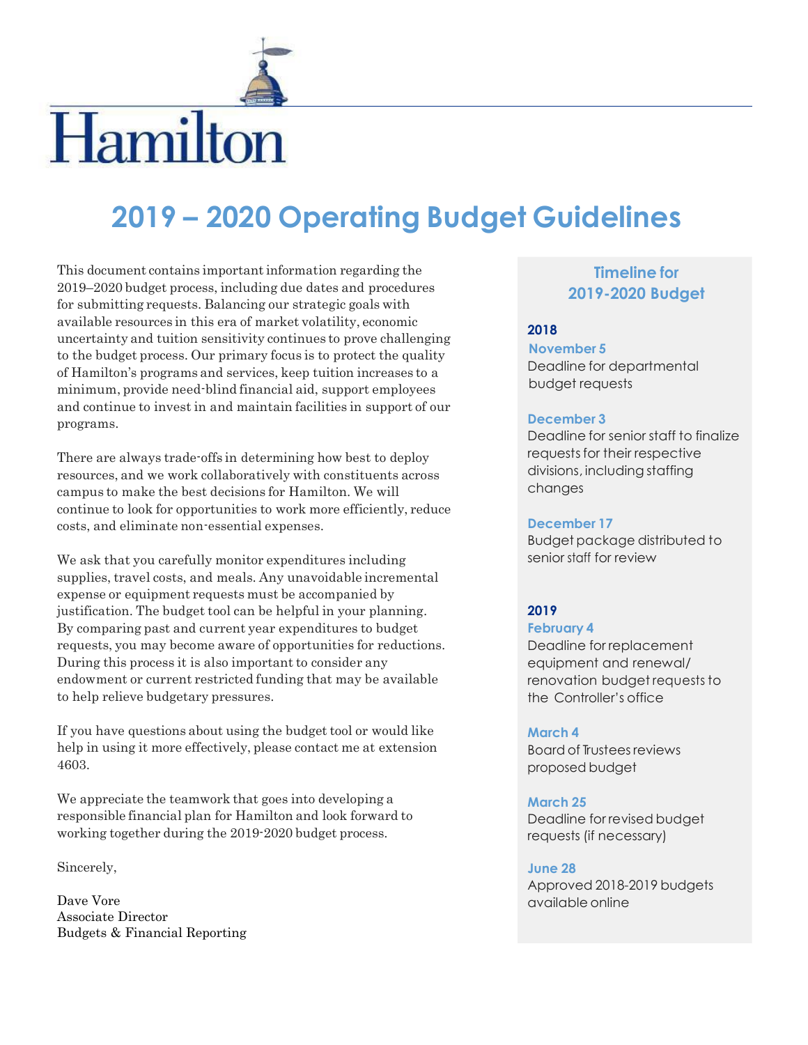Hamilton

# 2019 – 2020 Operating Budget Guidelines

This document contains important information regarding the 2019–2020 budget process, including due dates and procedures for submitting requests. Balancing our strategic goals with available resources in this era of market volatility, economic uncertainty and tuition sensitivity continues to prove challenging to the budget process. Our primary focus is to protect the quality of Hamilton's programs and services, keep tuition increases to a minimum, provide need-blind financial aid, support employees and continue to invest in and maintain facilities in support of our programs.

There are always trade-offs in determining how best to deploy resources, and we work collaboratively with constituents across campus to make the best decisions for Hamilton. We will continue to look for opportunities to work more efficiently, reduce costs, and eliminate non-essential expenses.

We ask that you carefully monitor expenditures including supplies, travel costs, and meals. Any unavoidable incremental expense or equipment requests must be accompanied by justification. The budget tool can be helpful in your planning. By comparing past and current year expenditures to budget requests, you may become aware of opportunities for reductions. During this process it is also important to consider any endowment or current restricted funding that may be available to help relieve budgetary pressures.

If you have questions about using the budget tool or would like help in using it more effectively, please contact me at extension 4603.

We appreciate the teamwork that goes into developing a responsible financial plan for Hamilton and look forward to working together during the 2019-2020 budget process.

Sincerely,

Dave Vore
Associate Director
Budgets & Financial Reporting

## Timeline for 2019-2020 Budget

### 2018

**November 5**
Deadline for departmental budget requests

**December 3**
Deadline for senior staff to finalize requests for their respective divisions, including staffing changes

**December 17**
Budget package distributed to senior staff for review

### 2019

**February 4**
Deadline for replacement equipment and renewal/ renovation budget requests to the Controller's office

**March 4**
Board of Trustees reviews proposed budget

**March 25**
Deadline for revised budget requests (if necessary)

**June 28**
Approved 2018-2019 budgets available online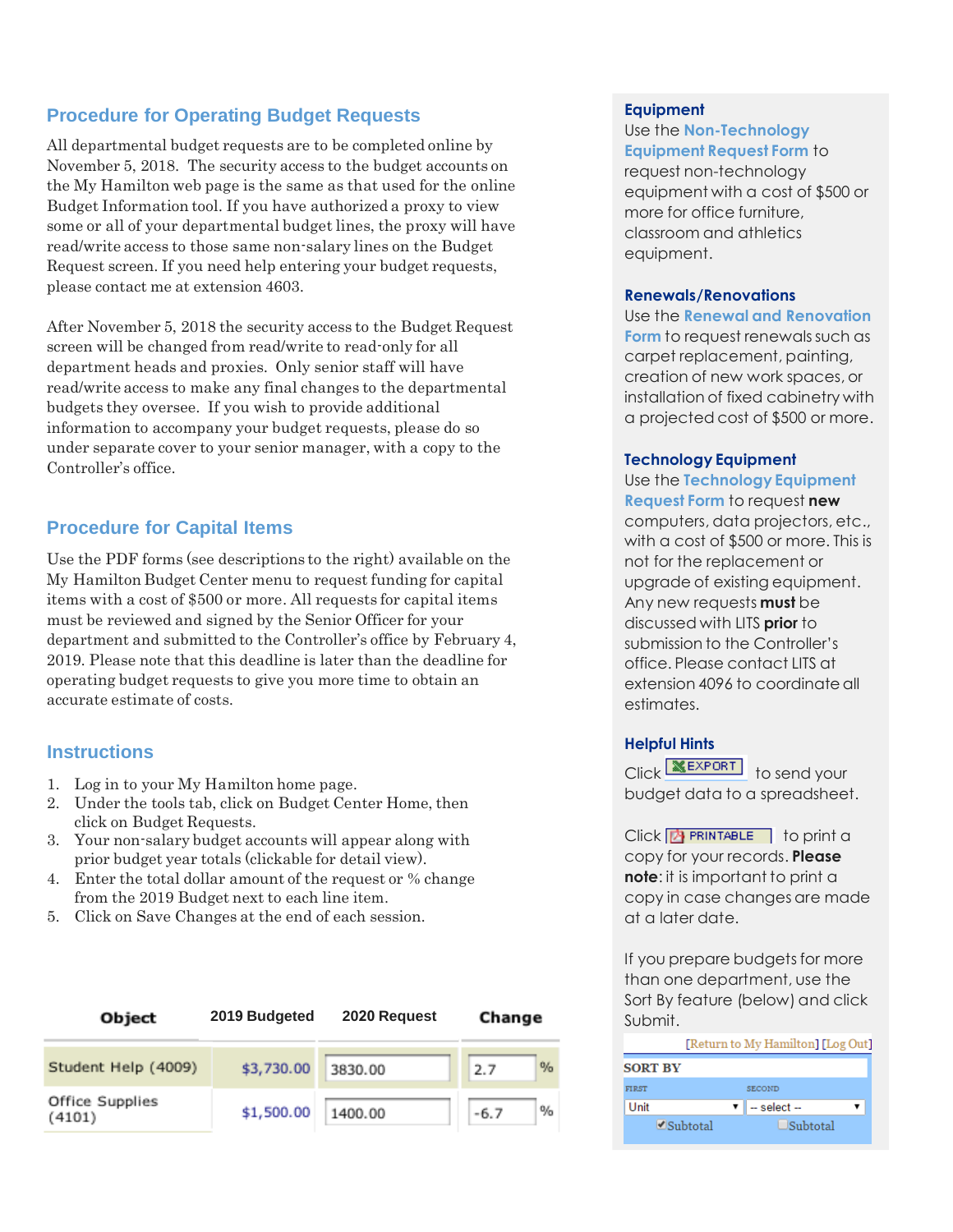## Procedure for Operating Budget Requests

All departmental budget requests are to be completed online by November 5, 2018. The security access to the budget accounts on the My Hamilton web page is the same as that used for the online Budget Information tool. If you have authorized a proxy to view some or all of your departmental budget lines, the proxy will have read/write access to those same non-salary lines on the Budget Request screen. If you need help entering your budget requests, please contact me at extension 4603.

After November 5, 2018 the security access to the Budget Request screen will be changed from read/write to read-only for all department heads and proxies. Only senior staff will have read/write access to make any final changes to the departmental budgets they oversee. If you wish to provide additional information to accompany your budget requests, please do so under separate cover to your senior manager, with a copy to the Controller's office.

## Procedure for Capital Items

Use the PDF forms (see descriptions to the right) available on the My Hamilton Budget Center menu to request funding for capital items with a cost of $500 or more. All requests for capital items must be reviewed and signed by the Senior Officer for your department and submitted to the Controller's office by February 4, 2019. Please note that this deadline is later than the deadline for operating budget requests to give you more time to obtain an accurate estimate of costs.

## Instructions

1. Log in to your My Hamilton home page.
2. Under the tools tab, click on Budget Center Home, then click on Budget Requests.
3. Your non-salary budget accounts will appear along with prior budget year totals (clickable for detail view).
4. Enter the total dollar amount of the request or % change from the 2019 Budget next to each line item.
5. Click on Save Changes at the end of each session.

| Object | 2019 Budgeted | 2020 Request | Change |
|---|---|---|---|
| Student Help (4009) | $3,730.00 | 3830.00 | 2.7 % |
| Office Supplies (4101) | $1,500.00 | 1400.00 | -6.7 % |

### Equipment

Use the Non-Technology Equipment Request Form to request non-technology equipment with a cost of $500 or more for office furniture, classroom and athletics equipment.

### Renewals/Renovations

Use the Renewal and Renovation Form to request renewals such as carpet replacement, painting, creation of new work spaces, or installation of fixed cabinetry with a projected cost of $500 or more.

### Technology Equipment

Use the Technology Equipment Request Form to request **new** computers, data projectors, etc., with a cost of $500 or more. This is not for the replacement or upgrade of existing equipment. Any new requests **must** be discussed with LITS **prior** to submission to the Controller's office. Please contact LITS at extension 4096 to coordinate all estimates.

### Helpful Hints

Click EXPORT to send your budget data to a spreadsheet.

Click PRINTABLE to print a copy for your records. **Please note**: it is important to print a copy in case changes are made at a later date.

If you prepare budgets for more than one department, use the Sort By feature (below) and click Submit.

[Return to My Hamilton] [Log Out]

SORT BY

FIRST: Unit — Subtotal
SECOND: -- select -- — Subtotal